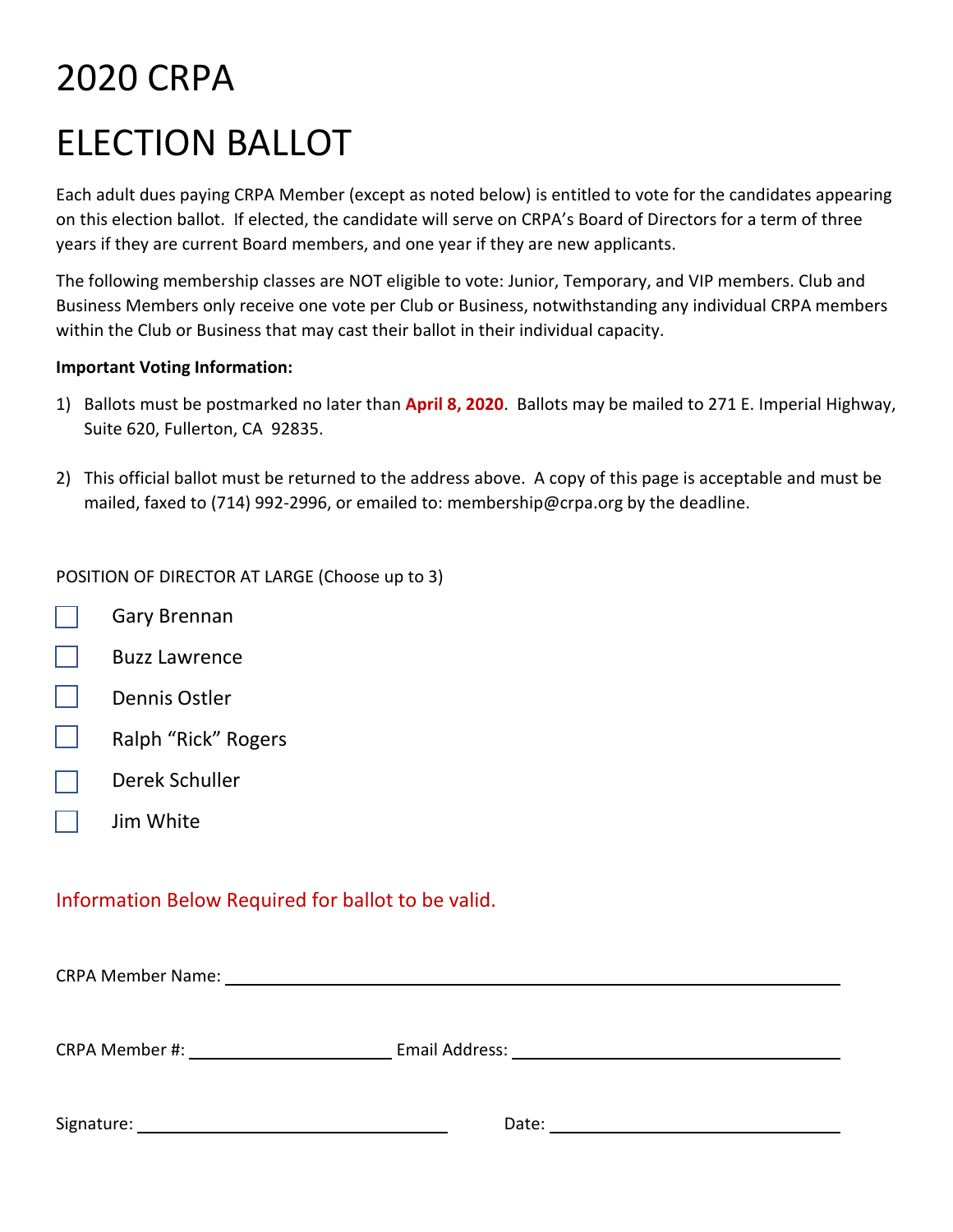# 2020 CRPA

# ELECTION BALLOT

Each adult dues paying CRPA Member (except as noted below) is entitled to vote for the candidates appearing on this election ballot. If elected, the candidate will serve on CRPA's Board of Directors for a term of three years if they are current Board members, and one year if they are new applicants.

The following membership classes are NOT eligible to vote: Junior, Temporary, and VIP members. Club and Business Members only receive one vote per Club or Business, notwithstanding any individual CRPA members within the Club or Business that may cast their ballot in their individual capacity.

**Important Voting Information:**

1) Ballots must be postmarked no later than **April 8, 2020**. Ballots may be mailed to 271 E. Imperial Highway, Suite 620, Fullerton, CA 92835.

2) This official ballot must be returned to the address above. A copy of this page is acceptable and must be mailed, faxed to (714) 992-2996, or emailed to: membership@crpa.org by the deadline.

POSITION OF DIRECTOR AT LARGE (Choose up to 3)

- ☐ Gary Brennan
- ☐ Buzz Lawrence
- ☐ Dennis Ostler
- ☐ Ralph "Rick" Rogers
- ☐ Derek Schuller
- ☐ Jim White

Information Below Required for ballot to be valid.

CRPA Member Name: ______________________________

CRPA Member #: ______________ Email Address: ______________________________

Signature: ______________________ Date: ______________________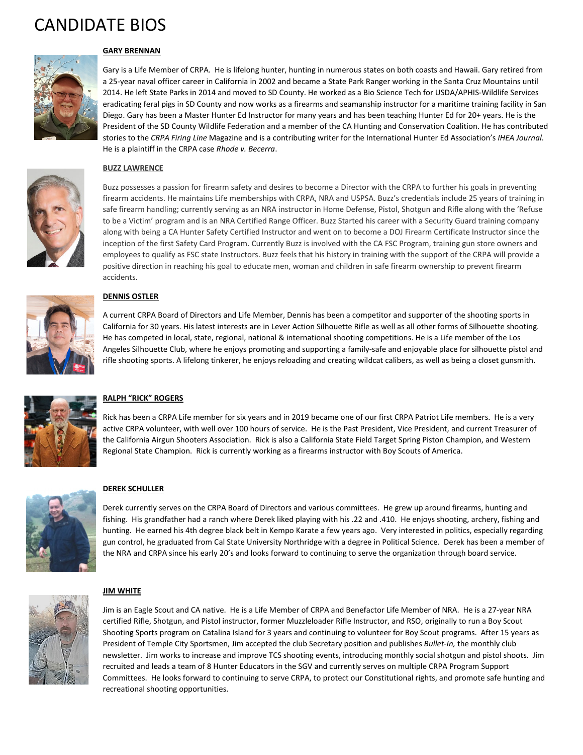# CANDIDATE BIOS

**GARY BRENNAN**

Gary is a Life Member of CRPA. He is lifelong hunter, hunting in numerous states on both coasts and Hawaii. Gary retired from a 25-year naval officer career in California in 2002 and became a State Park Ranger working in the Santa Cruz Mountains until 2014. He left State Parks in 2014 and moved to SD County. He worked as a Bio Science Tech for USDA/APHIS-Wildlife Services eradicating feral pigs in SD County and now works as a firearms and seamanship instructor for a maritime training facility in San Diego. Gary has been a Master Hunter Ed Instructor for many years and has been teaching Hunter Ed for 20+ years. He is the President of the SD County Wildlife Federation and a member of the CA Hunting and Conservation Coalition. He has contributed stories to the *CRPA Firing Line* Magazine and is a contributing writer for the International Hunter Ed Association's *IHEA Journal*. He is a plaintiff in the CRPA case *Rhode v. Becerra*.

**BUZZ LAWRENCE**

Buzz possesses a passion for firearm safety and desires to become a Director with the CRPA to further his goals in preventing firearm accidents. He maintains Life memberships with CRPA, NRA and USPSA. Buzz's credentials include 25 years of training in safe firearm handling; currently serving as an NRA instructor in Home Defense, Pistol, Shotgun and Rifle along with the 'Refuse to be a Victim' program and is an NRA Certified Range Officer. Buzz Started his career with a Security Guard training company along with being a CA Hunter Safety Certified Instructor and went on to become a DOJ Firearm Certificate Instructor since the inception of the first Safety Card Program. Currently Buzz is involved with the CA FSC Program, training gun store owners and employees to qualify as FSC state Instructors. Buzz feels that his history in training with the support of the CRPA will provide a positive direction in reaching his goal to educate men, woman and children in safe firearm ownership to prevent firearm accidents.

**DENNIS OSTLER**

A current CRPA Board of Directors and Life Member, Dennis has been a competitor and supporter of the shooting sports in California for 30 years. His latest interests are in Lever Action Silhouette Rifle as well as all other forms of Silhouette shooting. He has competed in local, state, regional, national & international shooting competitions. He is a Life member of the Los Angeles Silhouette Club, where he enjoys promoting and supporting a family-safe and enjoyable place for silhouette pistol and rifle shooting sports. A lifelong tinkerer, he enjoys reloading and creating wildcat calibers, as well as being a closet gunsmith.

**RALPH "RICK" ROGERS**

Rick has been a CRPA Life member for six years and in 2019 became one of our first CRPA Patriot Life members. He is a very active CRPA volunteer, with well over 100 hours of service. He is the Past President, Vice President, and current Treasurer of the California Airgun Shooters Association. Rick is also a California State Field Target Spring Piston Champion, and Western Regional State Champion. Rick is currently working as a firearms instructor with Boy Scouts of America.

**DEREK SCHULLER**

Derek currently serves on the CRPA Board of Directors and various committees. He grew up around firearms, hunting and fishing. His grandfather had a ranch where Derek liked playing with his .22 and .410. He enjoys shooting, archery, fishing and hunting. He earned his 4th degree black belt in Kempo Karate a few years ago. Very interested in politics, especially regarding gun control, he graduated from Cal State University Northridge with a degree in Political Science. Derek has been a member of the NRA and CRPA since his early 20's and looks forward to continuing to serve the organization through board service.

**JIM WHITE**

Jim is an Eagle Scout and CA native. He is a Life Member of CRPA and Benefactor Life Member of NRA. He is a 27-year NRA certified Rifle, Shotgun, and Pistol instructor, former Muzzleloader Rifle Instructor, and RSO, originally to run a Boy Scout Shooting Sports program on Catalina Island for 3 years and continuing to volunteer for Boy Scout programs. After 15 years as President of Temple City Sportsmen, Jim accepted the club Secretary position and publishes *Bullet-In,* the monthly club newsletter. Jim works to increase and improve TCS shooting events, introducing monthly social shotgun and pistol shoots. Jim recruited and leads a team of 8 Hunter Educators in the SGV and currently serves on multiple CRPA Program Support Committees. He looks forward to continuing to serve CRPA, to protect our Constitutional rights, and promote safe hunting and recreational shooting opportunities.